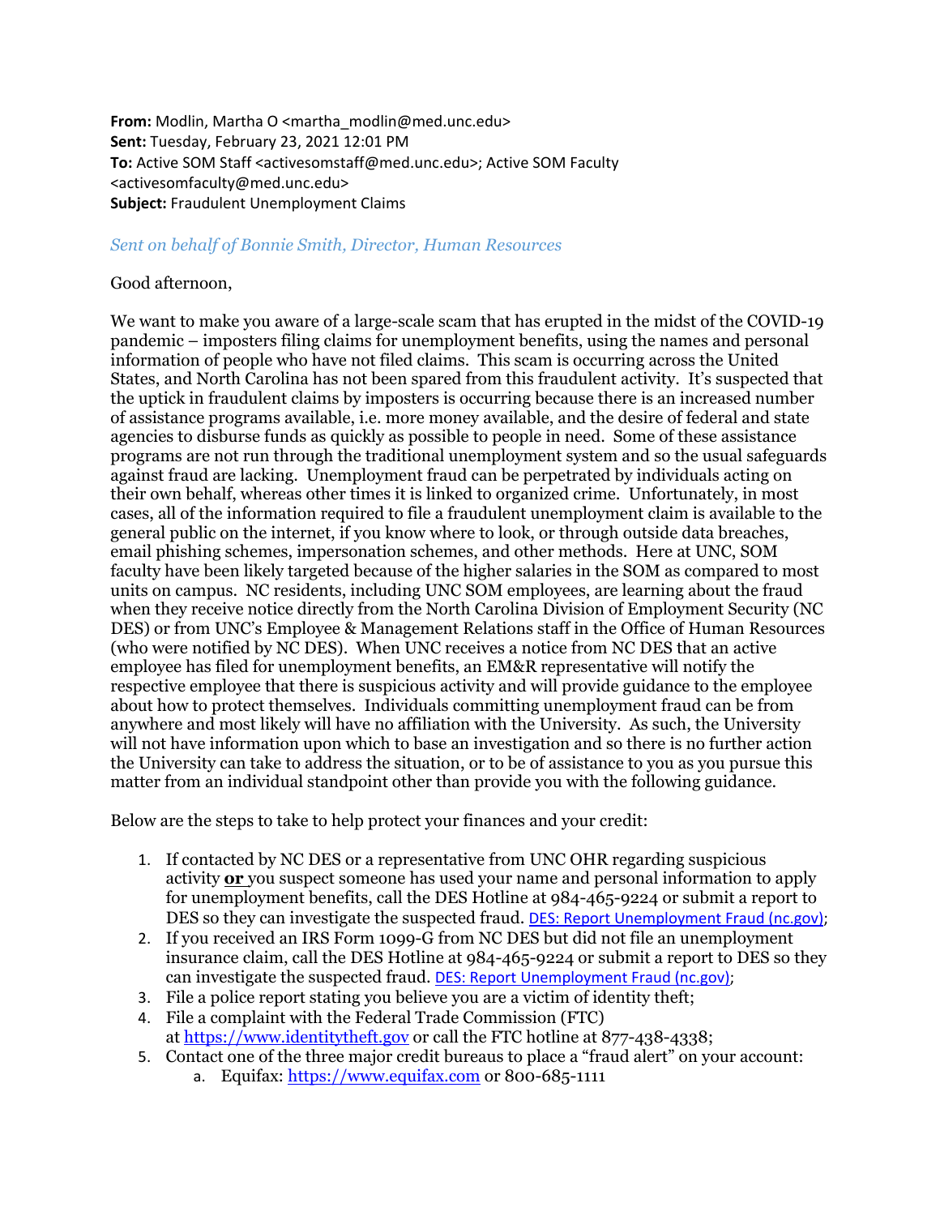**From:** Modlin, Martha O <martha_modlin@med.unc.edu>
**Sent:** Tuesday, February 23, 2021 12:01 PM
**To:** Active SOM Staff <activesomstaff@med.unc.edu>; Active SOM Faculty <activesomfaculty@med.unc.edu>
**Subject:** Fraudulent Unemployment Claims

*Sent on behalf of Bonnie Smith, Director, Human Resources*

Good afternoon,

We want to make you aware of a large-scale scam that has erupted in the midst of the COVID-19 pandemic – imposters filing claims for unemployment benefits, using the names and personal information of people who have not filed claims. This scam is occurring across the United States, and North Carolina has not been spared from this fraudulent activity. It's suspected that the uptick in fraudulent claims by imposters is occurring because there is an increased number of assistance programs available, i.e. more money available, and the desire of federal and state agencies to disburse funds as quickly as possible to people in need. Some of these assistance programs are not run through the traditional unemployment system and so the usual safeguards against fraud are lacking. Unemployment fraud can be perpetrated by individuals acting on their own behalf, whereas other times it is linked to organized crime. Unfortunately, in most cases, all of the information required to file a fraudulent unemployment claim is available to the general public on the internet, if you know where to look, or through outside data breaches, email phishing schemes, impersonation schemes, and other methods. Here at UNC, SOM faculty have been likely targeted because of the higher salaries in the SOM as compared to most units on campus. NC residents, including UNC SOM employees, are learning about the fraud when they receive notice directly from the North Carolina Division of Employment Security (NC DES) or from UNC's Employee & Management Relations staff in the Office of Human Resources (who were notified by NC DES). When UNC receives a notice from NC DES that an active employee has filed for unemployment benefits, an EM&R representative will notify the respective employee that there is suspicious activity and will provide guidance to the employee about how to protect themselves. Individuals committing unemployment fraud can be from anywhere and most likely will have no affiliation with the University. As such, the University will not have information upon which to base an investigation and so there is no further action the University can take to address the situation, or to be of assistance to you as you pursue this matter from an individual standpoint other than provide you with the following guidance.

Below are the steps to take to help protect your finances and your credit:

1. If contacted by NC DES or a representative from UNC OHR regarding suspicious activity **or** you suspect someone has used your name and personal information to apply for unemployment benefits, call the DES Hotline at 984-465-9224 or submit a report to DES so they can investigate the suspected fraud. DES: Report Unemployment Fraud (nc.gov);
2. If you received an IRS Form 1099-G from NC DES but did not file an unemployment insurance claim, call the DES Hotline at 984-465-9224 or submit a report to DES so they can investigate the suspected fraud. DES: Report Unemployment Fraud (nc.gov);
3. File a police report stating you believe you are a victim of identity theft;
4. File a complaint with the Federal Trade Commission (FTC) at https://www.identitytheft.gov or call the FTC hotline at 877-438-4338;
5. Contact one of the three major credit bureaus to place a "fraud alert" on your account:
    a. Equifax: https://www.equifax.com or 800-685-1111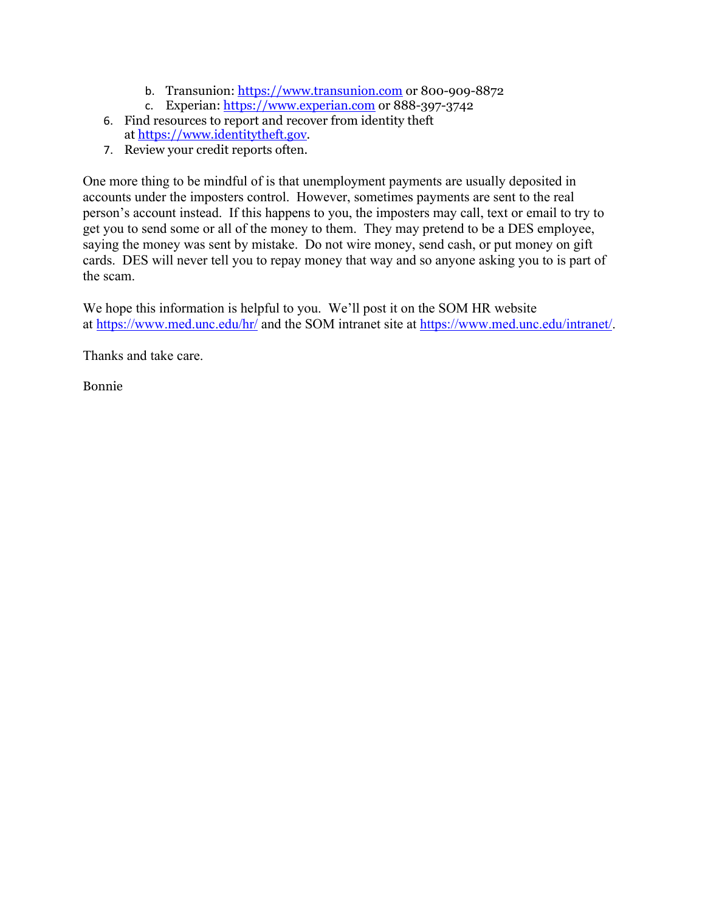b. Transunion: https://www.transunion.com or 800-909-8872
   c. Experian: https://www.experian.com or 888-397-3742
6. Find resources to report and recover from identity theft at https://www.identitytheft.gov.
7. Review your credit reports often.

One more thing to be mindful of is that unemployment payments are usually deposited in accounts under the imposters control. However, sometimes payments are sent to the real person's account instead. If this happens to you, the imposters may call, text or email to try to get you to send some or all of the money to them. They may pretend to be a DES employee, saying the money was sent by mistake. Do not wire money, send cash, or put money on gift cards. DES will never tell you to repay money that way and so anyone asking you to is part of the scam.

We hope this information is helpful to you. We'll post it on the SOM HR website at https://www.med.unc.edu/hr/ and the SOM intranet site at https://www.med.unc.edu/intranet/.

Thanks and take care.

Bonnie